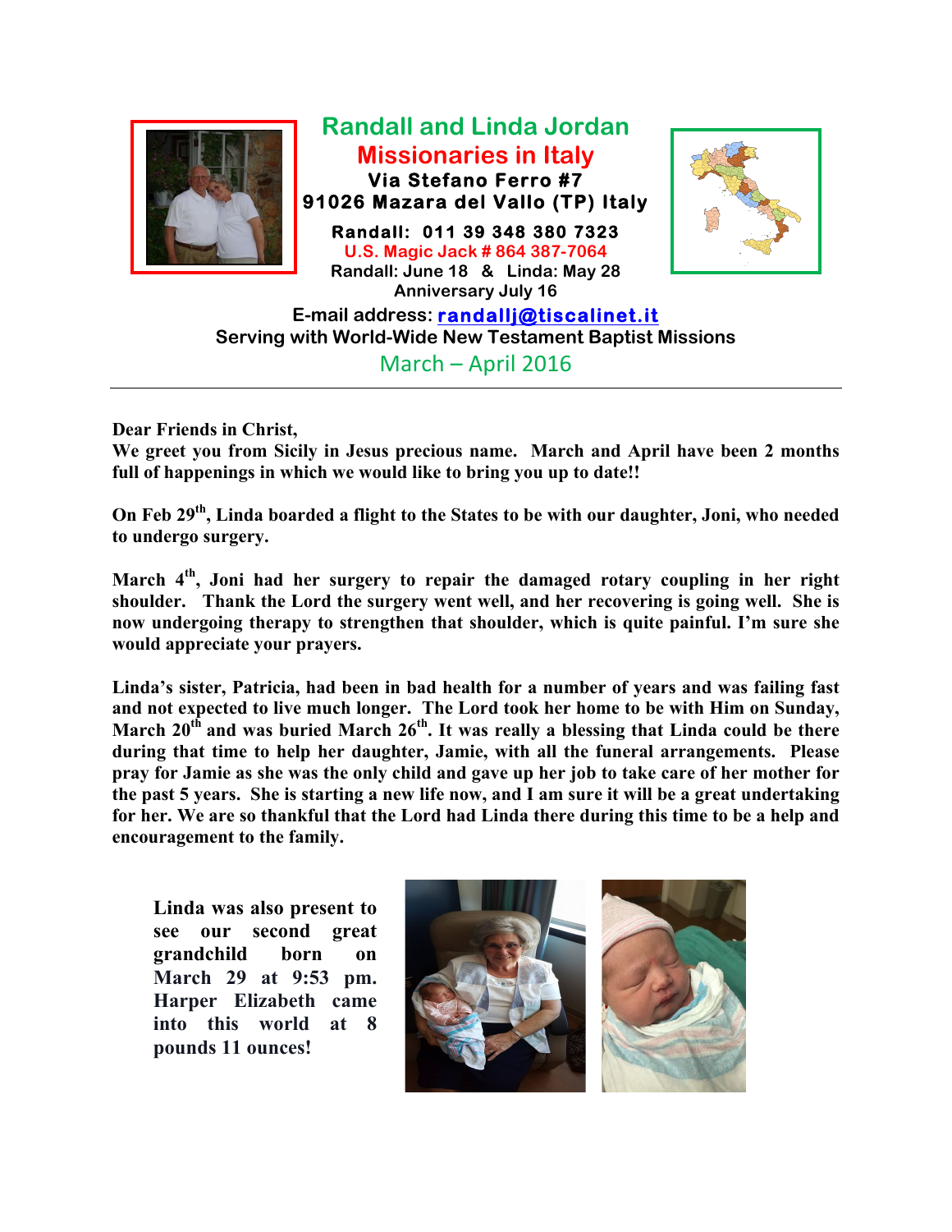# Randall and Linda Jordan

## Missionaries in Italy

**Via Stefano Ferro #7**
**91026 Mazara del Vallo (TP) Italy**

**Randall: 011 39 348 380 7323**
**U.S. Magic Jack # 864 387-7064**
**Randall: June 18 & Linda: May 28**
**Anniversary July 16**

**E-mail address: randallj@tiscalinet.it**
**Serving with World-Wide New Testament Baptist Missions**

March – April 2016

---

**Dear Friends in Christ,**
**We greet you from Sicily in Jesus precious name. March and April have been 2 months full of happenings in which we would like to bring you up to date!!**

**On Feb 29th, Linda boarded a flight to the States to be with our daughter, Joni, who needed to undergo surgery.**

**March 4th, Joni had her surgery to repair the damaged rotary coupling in her right shoulder. Thank the Lord the surgery went well, and her recovering is going well. She is now undergoing therapy to strengthen that shoulder, which is quite painful. I'm sure she would appreciate your prayers.**

**Linda's sister, Patricia, had been in bad health for a number of years and was failing fast and not expected to live much longer. The Lord took her home to be with Him on Sunday, March 20th and was buried March 26th. It was really a blessing that Linda could be there during that time to help her daughter, Jamie, with all the funeral arrangements. Please pray for Jamie as she was the only child and gave up her job to take care of her mother for the past 5 years. She is starting a new life now, and I am sure it will be a great undertaking for her. We are so thankful that the Lord had Linda there during this time to be a help and encouragement to the family.**

**Linda was also present to see our second great grandchild born on March 29 at 9:53 pm. Harper Elizabeth came into this world at 8 pounds 11 ounces!**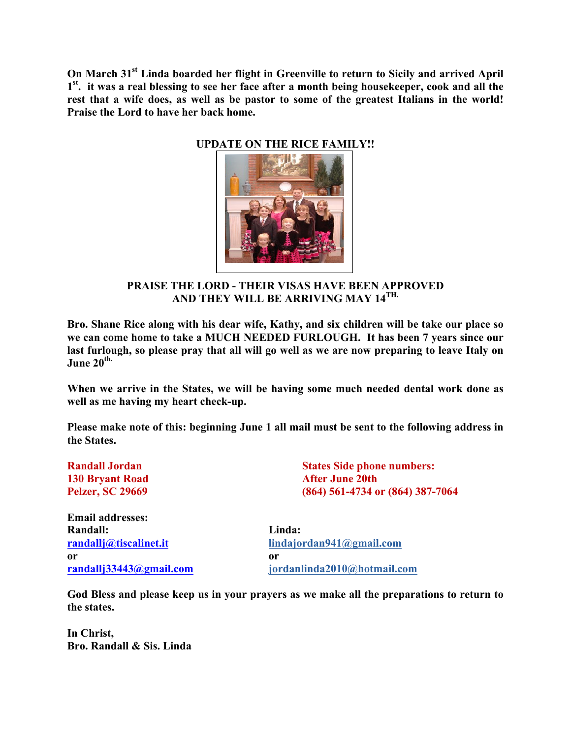**On March 31st Linda boarded her flight in Greenville to return to Sicily and arrived April 1st. it was a real blessing to see her face after a month being housekeeper, cook and all the rest that a wife does, as well as be pastor to some of the greatest Italians in the world! Praise the Lord to have her back home.**

**UPDATE ON THE RICE FAMILY!!**

**PRAISE THE LORD - THEIR VISAS HAVE BEEN APPROVED AND THEY WILL BE ARRIVING MAY 14TH.**

**Bro. Shane Rice along with his dear wife, Kathy, and six children will be take our place so we can come home to take a MUCH NEEDED FURLOUGH. It has been 7 years since our last furlough, so please pray that all will go well as we are now preparing to leave Italy on June 20th.**

**When we arrive in the States, we will be having some much needed dental work done as well as me having my heart check-up.**

**Please make note of this: beginning June 1 all mail must be sent to the following address in the States.**

**Randall Jordan**
**130 Bryant Road**
**Pelzer, SC 29669**

**States Side phone numbers:**
**After June 20th**
**(864) 561-4734 or (864) 387-7064**

**Email addresses:**

**Randall:**
**randallj@tiscalinet.it**
**or**
**randallj33443@gmail.com**

**Linda:**
**lindajordan941@gmail.com**
**or**
**jordanlinda2010@hotmail.com**

**God Bless and please keep us in your prayers as we make all the preparations to return to the states.**

**In Christ,**
**Bro. Randall & Sis. Linda**